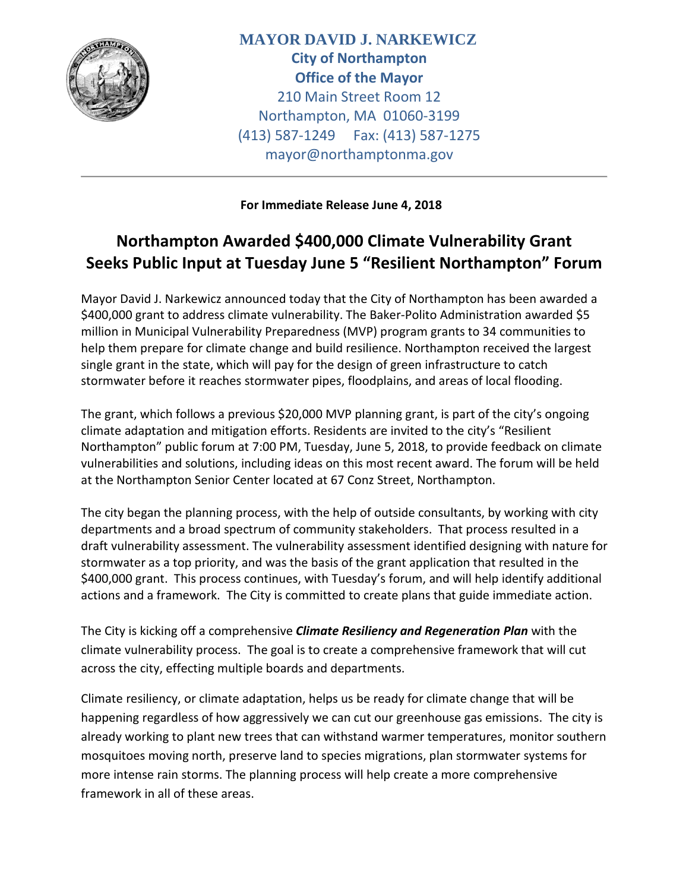**MAYOR DAVID J. NARKEWICZ**
**City of Northampton**
**Office of the Mayor**
210 Main Street Room 12
Northampton, MA 01060-3199
(413) 587-1249 Fax: (413) 587-1275
mayor@northamptonma.gov

---

**For Immediate Release June 4, 2018**

# Northampton Awarded $400,000 Climate Vulnerability Grant Seeks Public Input at Tuesday June 5 "Resilient Northampton" Forum

Mayor David J. Narkewicz announced today that the City of Northampton has been awarded a $400,000 grant to address climate vulnerability. The Baker-Polito Administration awarded $5 million in Municipal Vulnerability Preparedness (MVP) program grants to 34 communities to help them prepare for climate change and build resilience. Northampton received the largest single grant in the state, which will pay for the design of green infrastructure to catch stormwater before it reaches stormwater pipes, floodplains, and areas of local flooding.

The grant, which follows a previous $20,000 MVP planning grant, is part of the city's ongoing climate adaptation and mitigation efforts. Residents are invited to the city's "Resilient Northampton" public forum at 7:00 PM, Tuesday, June 5, 2018, to provide feedback on climate vulnerabilities and solutions, including ideas on this most recent award. The forum will be held at the Northampton Senior Center located at 67 Conz Street, Northampton.

The city began the planning process, with the help of outside consultants, by working with city departments and a broad spectrum of community stakeholders. That process resulted in a draft vulnerability assessment. The vulnerability assessment identified designing with nature for stormwater as a top priority, and was the basis of the grant application that resulted in the $400,000 grant. This process continues, with Tuesday's forum, and will help identify additional actions and a framework. The City is committed to create plans that guide immediate action.

The City is kicking off a comprehensive ***Climate Resiliency and Regeneration Plan*** with the climate vulnerability process. The goal is to create a comprehensive framework that will cut across the city, effecting multiple boards and departments.

Climate resiliency, or climate adaptation, helps us be ready for climate change that will be happening regardless of how aggressively we can cut our greenhouse gas emissions. The city is already working to plant new trees that can withstand warmer temperatures, monitor southern mosquitoes moving north, preserve land to species migrations, plan stormwater systems for more intense rain storms. The planning process will help create a more comprehensive framework in all of these areas.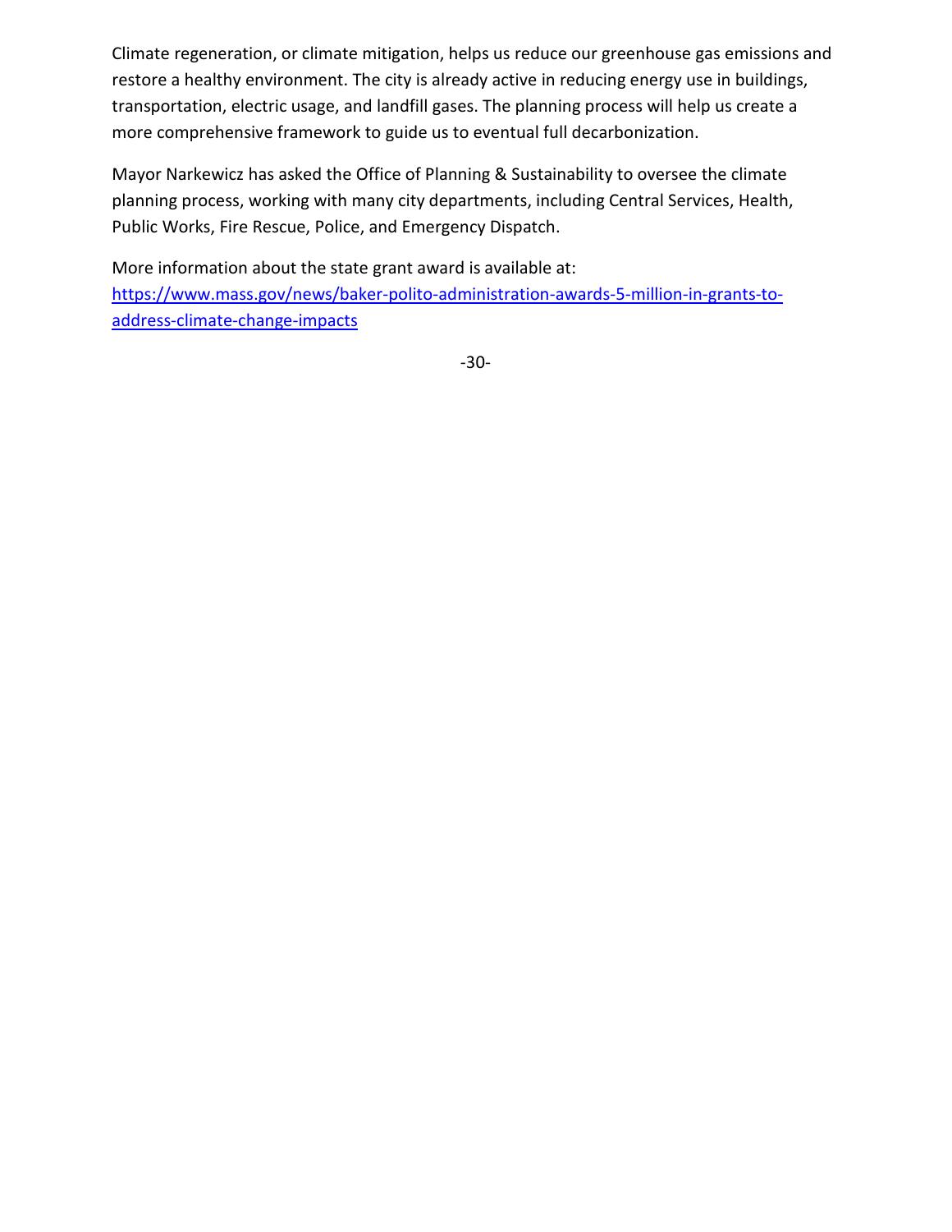Climate regeneration, or climate mitigation, helps us reduce our greenhouse gas emissions and restore a healthy environment. The city is already active in reducing energy use in buildings, transportation, electric usage, and landfill gases. The planning process will help us create a more comprehensive framework to guide us to eventual full decarbonization.

Mayor Narkewicz has asked the Office of Planning & Sustainability to oversee the climate planning process, working with many city departments, including Central Services, Health, Public Works, Fire Rescue, Police, and Emergency Dispatch.

More information about the state grant award is available at:
[https://www.mass.gov/news/baker-polito-administration-awards-5-million-in-grants-to-address-climate-change-impacts](https://www.mass.gov/news/baker-polito-administration-awards-5-million-in-grants-to-address-climate-change-impacts)

-30-